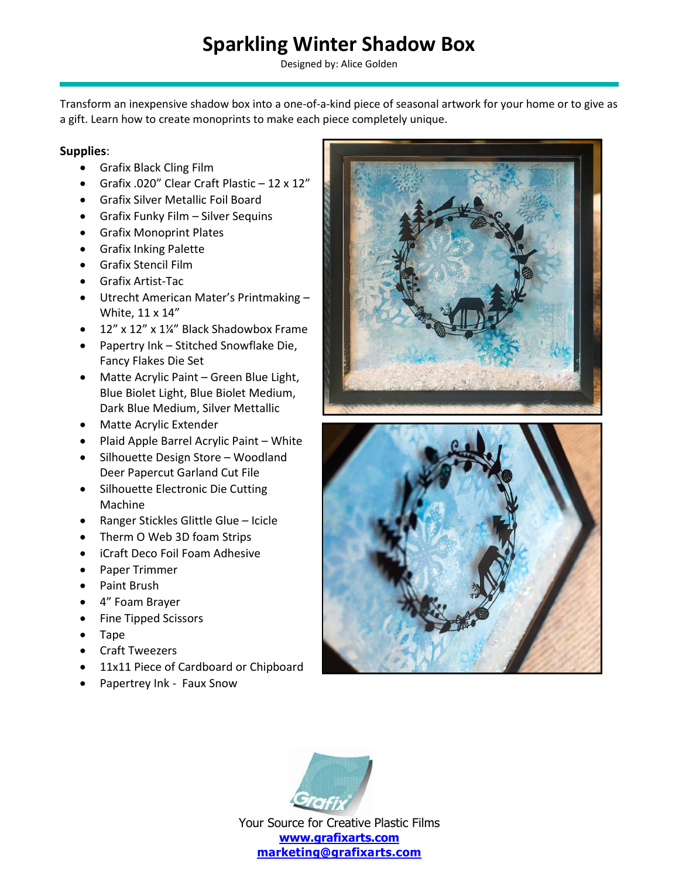# Sparkling Winter Shadow Box

Designed by: Alice Golden

Transform an inexpensive shadow box into a one-of-a-kind piece of seasonal artwork for your home or to give as a gift. Learn how to create monoprints to make each piece completely unique.

**Supplies**:

- Grafix Black Cling Film
- Grafix .020" Clear Craft Plastic – 12 x 12"
- Grafix Silver Metallic Foil Board
- Grafix Funky Film – Silver Sequins
- Grafix Monoprint Plates
- Grafix Inking Palette
- Grafix Stencil Film
- Grafix Artist-Tac
- Utrecht American Mater's Printmaking – White, 11 x 14"
- 12" x 12" x 1¼" Black Shadowbox Frame
- Papertry Ink – Stitched Snowflake Die, Fancy Flakes Die Set
- Matte Acrylic Paint – Green Blue Light, Blue Biolet Light, Blue Biolet Medium, Dark Blue Medium, Silver Mettallic
- Matte Acrylic Extender
- Plaid Apple Barrel Acrylic Paint – White
- Silhouette Design Store – Woodland Deer Papercut Garland Cut File
- Silhouette Electronic Die Cutting Machine
- Ranger Stickles Glittle Glue – Icicle
- Therm O Web 3D foam Strips
- iCraft Deco Foil Foam Adhesive
- Paper Trimmer
- Paint Brush
- 4" Foam Brayer
- Fine Tipped Scissors
- Tape
- Craft Tweezers
- 11x11 Piece of Cardboard or Chipboard
- Papertrey Ink - Faux Snow

Your Source for Creative Plastic Films
**www.grafixarts.com**
**marketing@grafixarts.com**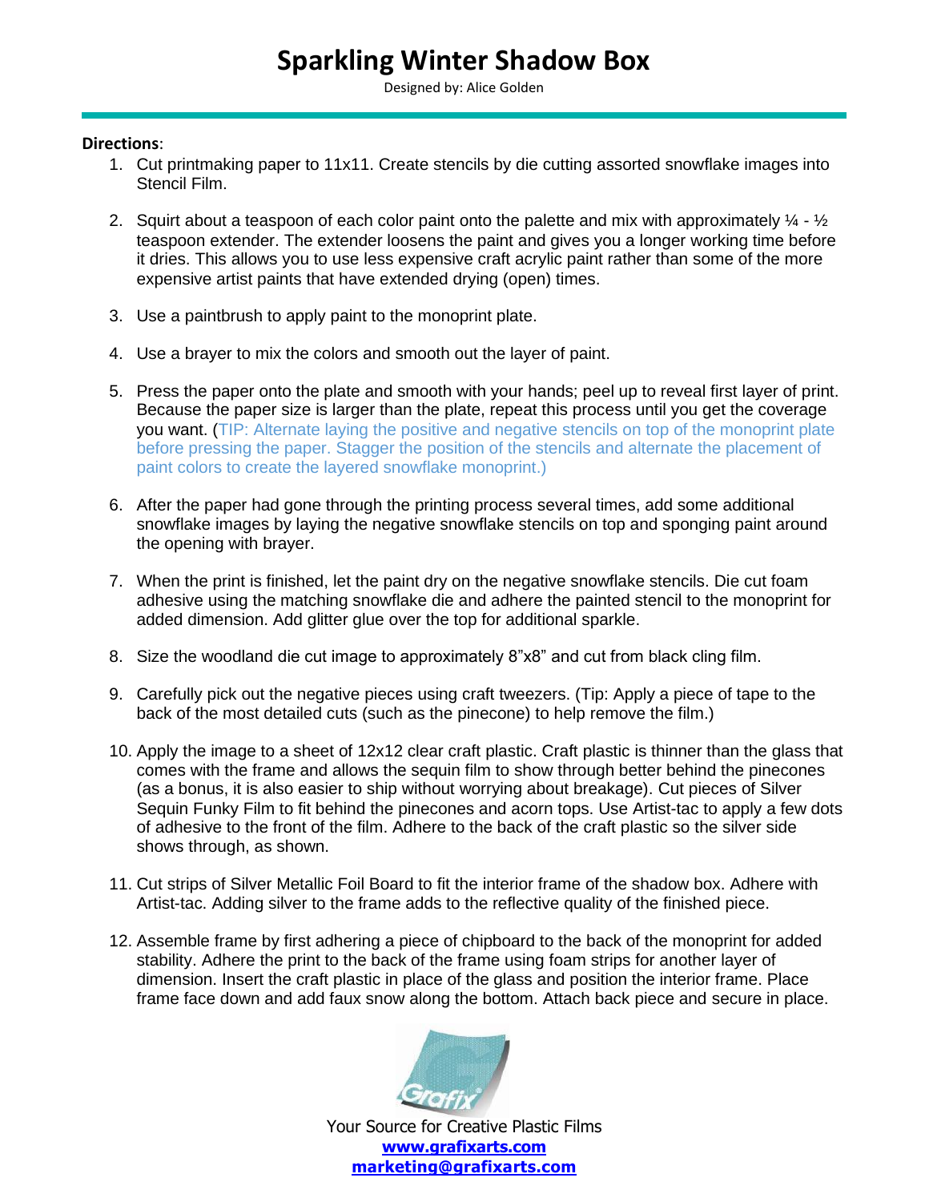# Sparkling Winter Shadow Box

Designed by: Alice Golden

**Directions**:

1. Cut printmaking paper to 11x11. Create stencils by die cutting assorted snowflake images into Stencil Film.

2. Squirt about a teaspoon of each color paint onto the palette and mix with approximately ¼ - ½ teaspoon extender. The extender loosens the paint and gives you a longer working time before it dries. This allows you to use less expensive craft acrylic paint rather than some of the more expensive artist paints that have extended drying (open) times.

3. Use a paintbrush to apply paint to the monoprint plate.

4. Use a brayer to mix the colors and smooth out the layer of paint.

5. Press the paper onto the plate and smooth with your hands; peel up to reveal first layer of print. Because the paper size is larger than the plate, repeat this process until you get the coverage you want. (TIP: Alternate laying the positive and negative stencils on top of the monoprint plate before pressing the paper. Stagger the position of the stencils and alternate the placement of paint colors to create the layered snowflake monoprint.)

6. After the paper had gone through the printing process several times, add some additional snowflake images by laying the negative snowflake stencils on top and sponging paint around the opening with brayer.

7. When the print is finished, let the paint dry on the negative snowflake stencils. Die cut foam adhesive using the matching snowflake die and adhere the painted stencil to the monoprint for added dimension. Add glitter glue over the top for additional sparkle.

8. Size the woodland die cut image to approximately 8"x8" and cut from black cling film.

9. Carefully pick out the negative pieces using craft tweezers. (Tip: Apply a piece of tape to the back of the most detailed cuts (such as the pinecone) to help remove the film.)

10. Apply the image to a sheet of 12x12 clear craft plastic. Craft plastic is thinner than the glass that comes with the frame and allows the sequin film to show through better behind the pinecones (as a bonus, it is also easier to ship without worrying about breakage). Cut pieces of Silver Sequin Funky Film to fit behind the pinecones and acorn tops. Use Artist-tac to apply a few dots of adhesive to the front of the film. Adhere to the back of the craft plastic so the silver side shows through, as shown.

11. Cut strips of Silver Metallic Foil Board to fit the interior frame of the shadow box. Adhere with Artist-tac. Adding silver to the frame adds to the reflective quality of the finished piece.

12. Assemble frame by first adhering a piece of chipboard to the back of the monoprint for added stability. Adhere the print to the back of the frame using foam strips for another layer of dimension. Insert the craft plastic in place of the glass and position the interior frame. Place frame face down and add faux snow along the bottom. Attach back piece and secure in place.

Your Source for Creative Plastic Films

**www.grafixarts.com**

**marketing@grafixarts.com**